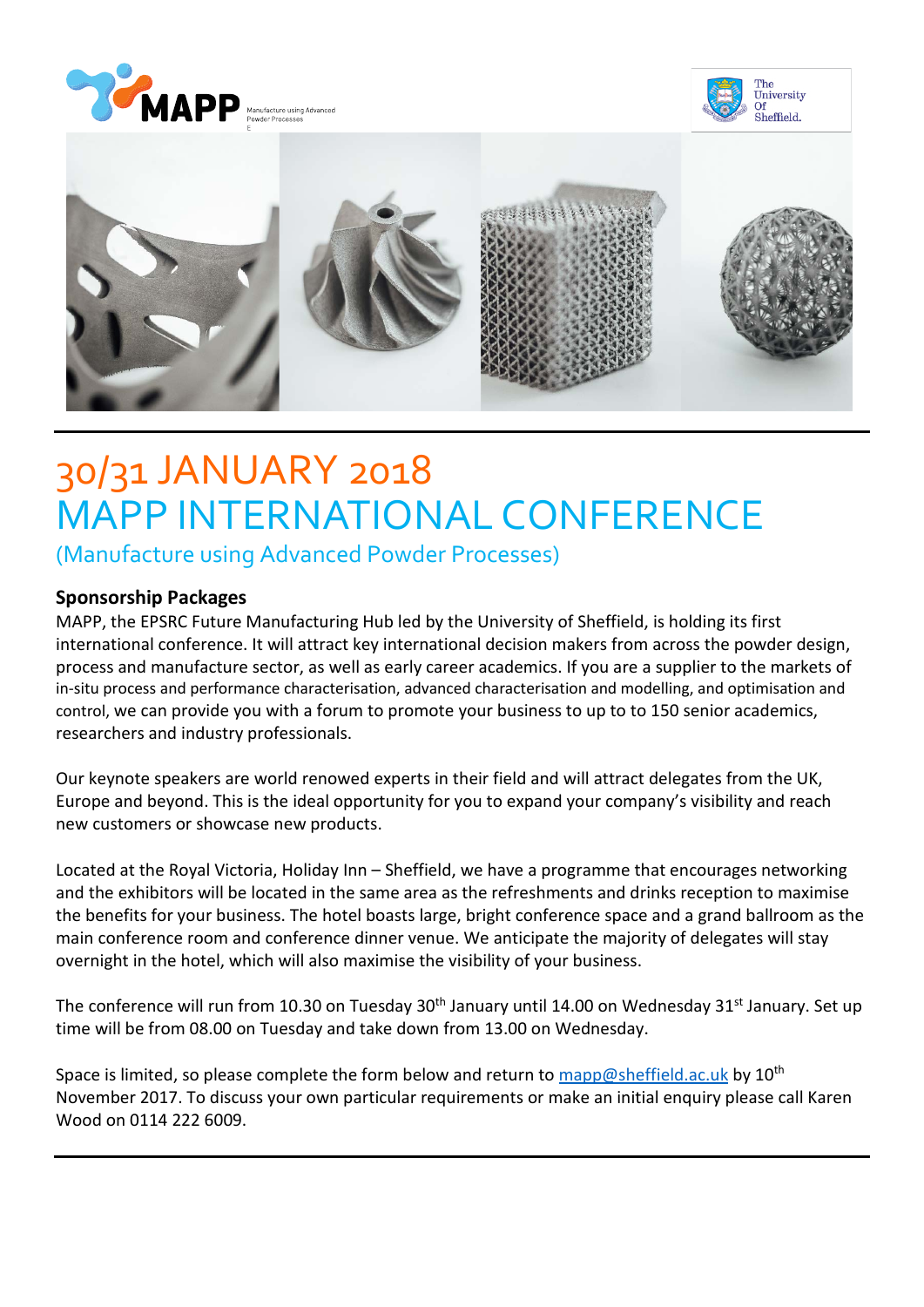# 30/31 JANUARY 2018
# MAPP INTERNATIONAL CONFERENCE

(Manufacture using Advanced Powder Processes)

### Sponsorship Packages

MAPP, the EPSRC Future Manufacturing Hub led by the University of Sheffield, is holding its first international conference. It will attract key international decision makers from across the powder design, process and manufacture sector, as well as early career academics. If you are a supplier to the markets of in-situ process and performance characterisation, advanced characterisation and modelling, and optimisation and control, we can provide you with a forum to promote your business to up to to 150 senior academics, researchers and industry professionals.

Our keynote speakers are world renowned experts in their field and will attract delegates from the UK, Europe and beyond. This is the ideal opportunity for you to expand your company's visibility and reach new customers or showcase new products.

Located at the Royal Victoria, Holiday Inn – Sheffield, we have a programme that encourages networking and the exhibitors will be located in the same area as the refreshments and drinks reception to maximise the benefits for your business. The hotel boasts large, bright conference space and a grand ballroom as the main conference room and conference dinner venue. We anticipate the majority of delegates will stay overnight in the hotel, which will also maximise the visibility of your business.

The conference will run from 10.30 on Tuesday 30th January until 14.00 on Wednesday 31st January. Set up time will be from 08.00 on Tuesday and take down from 13.00 on Wednesday.

Space is limited, so please complete the form below and return to mapp@sheffield.ac.uk by 10th November 2017. To discuss your own particular requirements or make an initial enquiry please call Karen Wood on 0114 222 6009.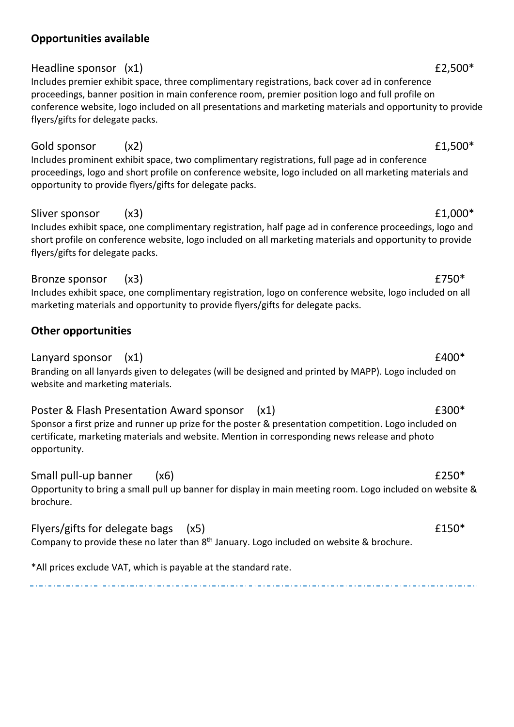## Opportunities available

Headline sponsor (x1) £2,500*

Includes premier exhibit space, three complimentary registrations, back cover ad in conference proceedings, banner position in main conference room, premier position logo and full profile on conference website, logo included on all presentations and marketing materials and opportunity to provide flyers/gifts for delegate packs.

Gold sponsor (x2) £1,500*

Includes prominent exhibit space, two complimentary registrations, full page ad in conference proceedings, logo and short profile on conference website, logo included on all marketing materials and opportunity to provide flyers/gifts for delegate packs.

Sliver sponsor (x3) £1,000*

Includes exhibit space, one complimentary registration, half page ad in conference proceedings, logo and short profile on conference website, logo included on all marketing materials and opportunity to provide flyers/gifts for delegate packs.

Bronze sponsor (x3) £750*

Includes exhibit space, one complimentary registration, logo on conference website, logo included on all marketing materials and opportunity to provide flyers/gifts for delegate packs.

## Other opportunities

Lanyard sponsor (x1) £400*

Branding on all lanyards given to delegates (will be designed and printed by MAPP). Logo included on website and marketing materials.

Poster & Flash Presentation Award sponsor (x1) £300*

Sponsor a first prize and runner up prize for the poster & presentation competition. Logo included on certificate, marketing materials and website. Mention in corresponding news release and photo opportunity.

Small pull-up banner (x6) £250*

Opportunity to bring a small pull up banner for display in main meeting room. Logo included on website & brochure.

Flyers/gifts for delegate bags (x5) £150*

Company to provide these no later than 8th January. Logo included on website & brochure.

*All prices exclude VAT, which is payable at the standard rate.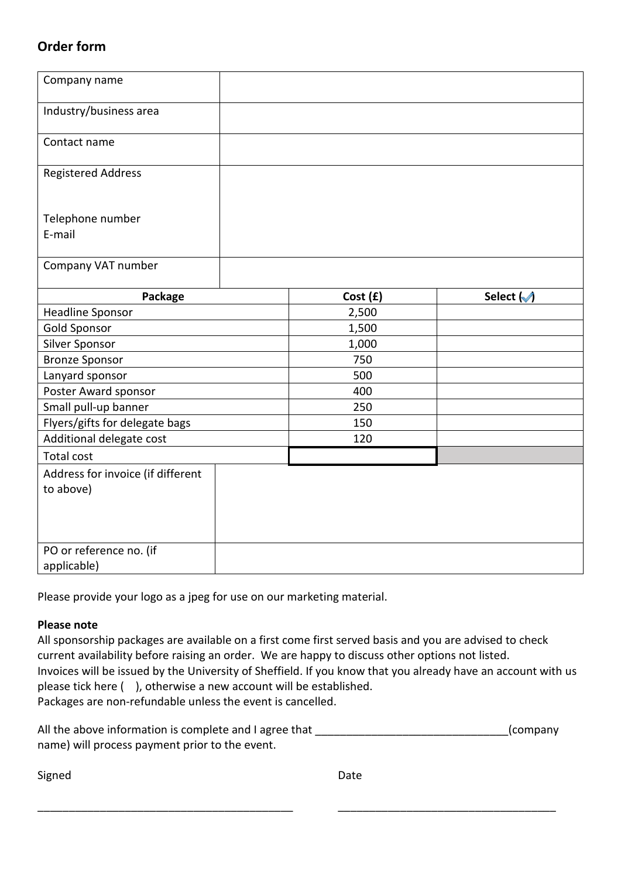## Order form

| | |
|---|---|
| Company name | |
| Industry/business area | |
| Contact name | |
| Registered Address<br><br>Telephone number<br>E-mail | |
| Company VAT number | |

| Package | Cost (£) | Select (✓) |
|---|---|---|
| Headline Sponsor | 2,500 | |
| Gold Sponsor | 1,500 | |
| Silver Sponsor | 1,000 | |
| Bronze Sponsor | 750 | |
| Lanyard sponsor | 500 | |
| Poster Award sponsor | 400 | |
| Small pull-up banner | 250 | |
| Flyers/gifts for delegate bags | 150 | |
| Additional delegate cost | 120 | |
| Total cost | | |

| | |
|---|---|
| Address for invoice (if different to above) | |
| PO or reference no. (if applicable) | |

Please provide your logo as a jpeg for use on our marketing material.

**Please note**

All sponsorship packages are available on a first come first served basis and you are advised to check current availability before raising an order. We are happy to discuss other options not listed.
Invoices will be issued by the University of Sheffield. If you know that you already have an account with us please tick here ( ), otherwise a new account will be established.
Packages are non-refundable unless the event is cancelled.

All the above information is complete and I agree that ________________________________(company name) will process payment prior to the event.

Signed ________________________________________

Date ____________________________________